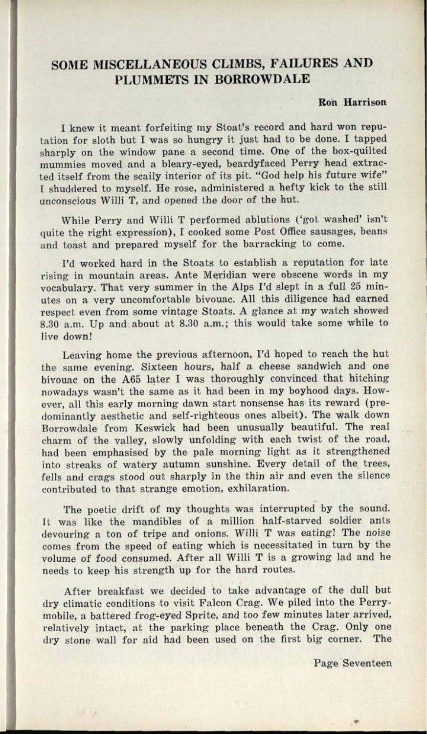# SOME MISCELLANEOUS CLIMBS, FAILURES AND PLUMMETS IN BORROWDALE

**Ron Harrison**

I knew it meant forfeiting my Stoat's record and hard won reputation for sloth but I was so hungry it just had to be done. I tapped sharply on the window pane a second time. One of the box-quilted mummies moved and a bleary-eyed, beardyfaced Perry head extracted itself from the scaily interior of its pit. "God help his future wife" I shuddered to myself. He rose, administered a hefty kick to the still unconscious Willi T, and opened the door of the hut.

While Perry and Willi T performed ablutions ('got washed' isn't quite the right expression), I cooked some Post Office sausages, beans and toast and prepared myself for the barracking to come.

I'd worked hard in the Stoats to establish a reputation for late rising in mountain areas. Ante Meridian were obscene words in my vocabulary. That very summer in the Alps I'd slept in a full 25 minutes on a very uncomfortable bivouac. All this diligence had earned respect even from some vintage Stoats. A glance at my watch showed 8.30 a.m. Up and about at 8.30 a.m.; this would take some while to live down!

Leaving home the previous afternoon, I'd hoped to reach the hut the same evening. Sixteen hours, half a cheese sandwich and one bivouac on the A65 later I was thoroughly convinced that hitching nowadays wasn't the same as it had been in my boyhood days. However, all this early morning dawn start nonsense has its reward (predominantly aesthetic and self-righteous ones albeit). The walk down Borrowdale from Keswick had been unusually beautiful. The real charm of the valley, slowly unfolding with each twist of the road, had been emphasised by the pale morning light as it strengthened into streaks of watery autumn sunshine. Every detail of the trees, fells and crags stood out sharply in the thin air and even the silence contributed to that strange emotion, exhilaration.

The poetic drift of my thoughts was interrupted by the sound. It was like the mandibles of a million half-starved soldier ants devouring a ton of tripe and onions. Willi T was eating! The noise comes from the speed of eating which is necessitated in turn by the volume of food consumed. After all Willi T is a growing lad and he needs to keep his strength up for the hard routes.

After breakfast we decided to take advantage of the dull but dry climatic conditions to visit Falcon Crag. We piled into the Perrymobile, a battered frog-eyed Sprite, and too few minutes later arrived, relatively intact, at the parking place beneath the Crag. Only one dry stone wall for aid had been used on the first big corner. The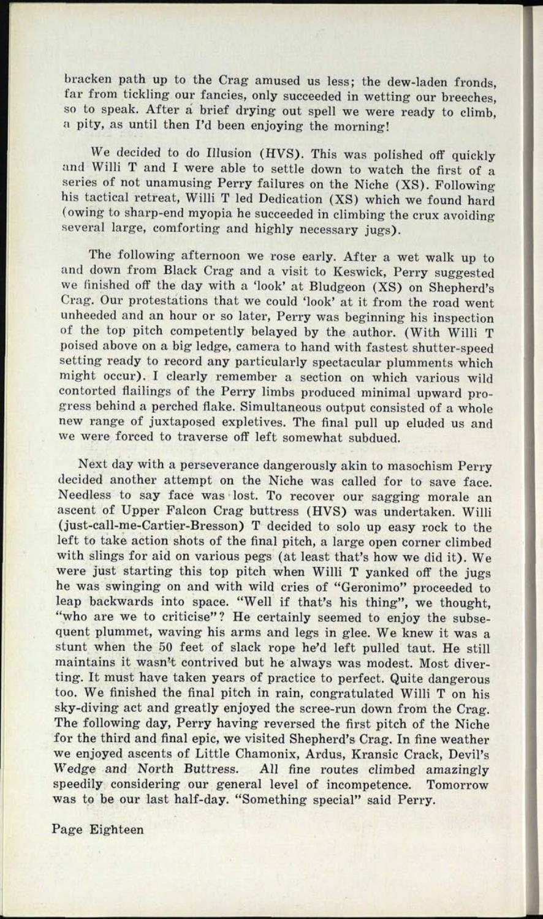bracken path up to the Crag amused us less; the dew-laden fronds, far from tickling our fancies, only succeeded in wetting our breeches, so to speak. After a brief drying out spell we were ready to climb, a pity, as until then I'd been enjoying the morning!

We decided to do Illusion (HVS). This was polished off quickly and Willi T and I were able to settle down to watch the first of a series of not unamusing Perry failures on the Niche (XS). Following his tactical retreat, Willi T led Dedication (XS) which we found hard (owing to sharp-end myopia he succeeded in climbing the crux avoiding several large, comforting and highly necessary jugs).

The following afternoon we rose early. After a wet walk up to and down from Black Crag and a visit to Keswick, Perry suggested we finished off the day with a 'look' at Bludgeon (XS) on Shepherd's Crag. Our protestations that we could 'look' at it from the road went unheeded and an hour or so later, Perry was beginning his inspection of the top pitch competently belayed by the author. (With Willi T poised above on a big ledge, camera to hand with fastest shutter-speed setting ready to record any particularly spectacular plumments which might occur). I clearly remember a section on which various wild contorted flailings of the Perry limbs produced minimal upward progress behind a perched flake. Simultaneous output consisted of a whole new range of juxtaposed expletives. The final pull up eluded us and we were forced to traverse off left somewhat subdued.

Next day with a perseverance dangerously akin to masochism Perry decided another attempt on the Niche was called for to save face. Needless to say face was lost. To recover our sagging morale an ascent of Upper Falcon Crag buttress (HVS) was undertaken. Willi (just-call-me-Cartier-Bresson) T decided to solo up easy rock to the left to take action shots of the final pitch, a large open corner climbed with slings for aid on various pegs (at least that's how we did it). We were just starting this top pitch when Willi T yanked off the jugs he was swinging on and with wild cries of "Geronimo" proceeded to leap backwards into space. "Well if that's his thing", we thought, "who are we to criticise"? He certainly seemed to enjoy the subsequent plummet, waving his arms and legs in glee. We knew it was a stunt when the 50 feet of slack rope he'd left pulled taut. He still maintains it wasn't contrived but he always was modest. Most diverting. It must have taken years of practice to perfect. Quite dangerous too. We finished the final pitch in rain, congratulated Willi T on his sky-diving act and greatly enjoyed the scree-run down from the Crag. The following day, Perry having reversed the first pitch of the Niche for the third and final epic, we visited Shepherd's Crag. In fine weather we enjoyed ascents of Little Chamonix, Ardus, Kransic Crack, Devil's Wedge and North Buttress. All fine routes climbed amazingly speedily considering our general level of incompetence. Tomorrow was to be our last half-day. "Something special" said Perry.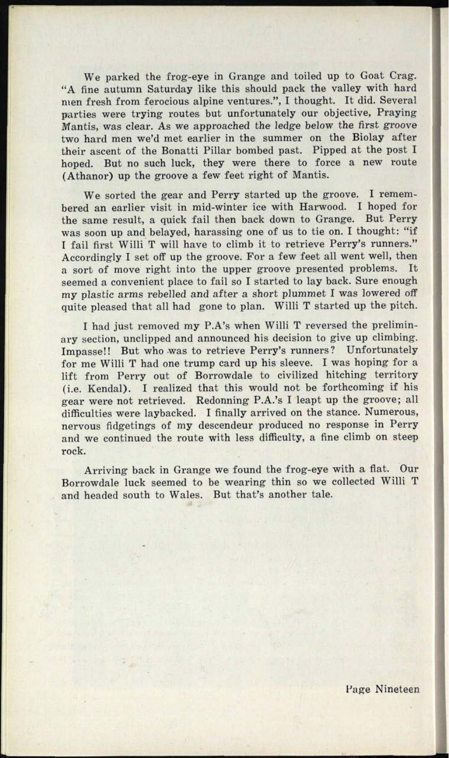We parked the frog-eye in Grange and toiled up to Goat Crag. "A fine autumn Saturday like this should pack the valley with hard men fresh from ferocious alpine ventures.", I thought. It did. Several parties were trying routes but unfortunately our objective, Praying Mantis, was clear. As we approached the ledge below the first groove two hard men we'd met earlier in the summer on the Biolay after their ascent of the Bonatti Pillar bombed past. Pipped at the post I hoped. But no such luck, they were there to force a new route (Athanor) up the groove a few feet right of Mantis.

We sorted the gear and Perry started up the groove. I remembered an earlier visit in mid-winter ice with Harwood. I hoped for the same result, a quick fail then back down to Grange. But Perry was soon up and belayed, harassing one of us to tie on. I thought: "if I fail first Willi T will have to climb it to retrieve Perry's runners." Accordingly I set off up the groove. For a few feet all went well, then a sort of move right into the upper groove presented problems. It seemed a convenient place to fail so I started to lay back. Sure enough my plastic arms rebelled and after a short plummet I was lowered off quite pleased that all had gone to plan. Willi T started up the pitch.

I had just removed my P.A's when Willi T reversed the preliminary section, unclipped and announced his decision to give up climbing. Impasse!! But who was to retrieve Perry's runners? Unfortunately for me Willi T had one trump card up his sleeve. I was hoping for a lift from Perry out of Borrowdale to civilized hitching territory (i.e. Kendal). I realized that this would not be forthcoming if his gear were not retrieved. Redonning P.A.'s I leapt up the groove; all difficulties were laybacked. I finally arrived on the stance. Numerous, nervous fidgetings of my descendeur produced no response in Perry and we continued the route with less difficulty, a fine climb on steep rock.

Arriving back in Grange we found the frog-eye with a flat. Our Borrowdale luck seemed to be wearing thin so we collected Willi T and headed south to Wales. But that's another tale.